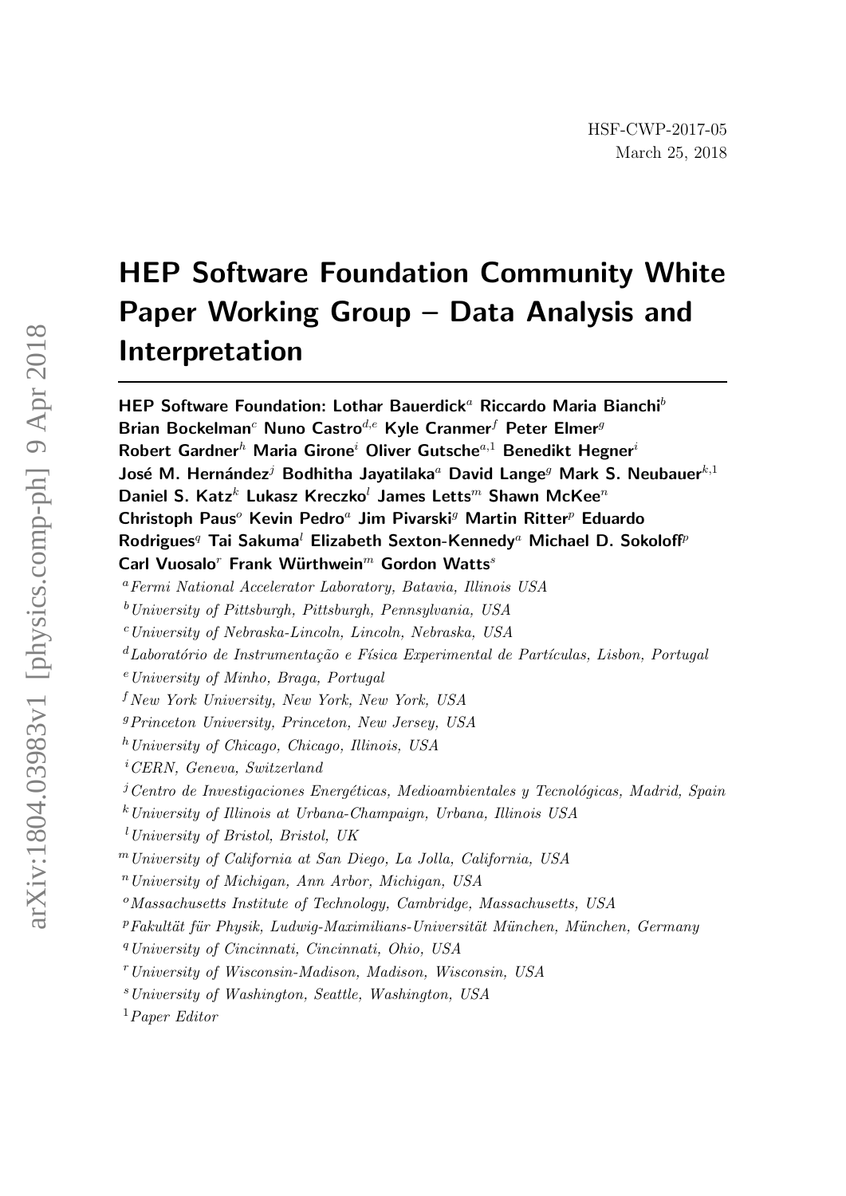HSF-CWP-2017-05

March 25, 2018

# HEP Software Foundation Community White Paper Working Group – Data Analysis and Interpretation

**HEP Software Foundation: Lothar Bauerdick[a] Riccardo Maria Bianchi[b] Brian Bockelman[c] Nuno Castro[d,e] Kyle Cranmer[f] Peter Elmer[g] Robert Gardner[h] Maria Girone[i] Oliver Gutsche[a,1] Benedikt Hegner[i] José M. Hernández[j] Bodhitha Jayatilaka[a] David Lange[g] Mark S. Neubauer[k,1] Daniel S. Katz[k] Lukasz Kreczko[l] James Letts[m] Shawn McKee[n] Christoph Paus[o] Kevin Pedro[a] Jim Pivarski[g] Martin Ritter[p] Eduardo Rodrigues[q] Tai Sakuma[l] Elizabeth Sexton-Kennedy[a] Michael D. Sokoloff[p] Carl Vuosalo[r] Frank Würthwein[m] Gordon Watts[s]**

[a] *Fermi National Accelerator Laboratory, Batavia, Illinois USA*

[b] *University of Pittsburgh, Pittsburgh, Pennsylvania, USA*

[c] *University of Nebraska-Lincoln, Lincoln, Nebraska, USA*

[d] *Laboratório de Instrumentação e Física Experimental de Partículas, Lisbon, Portugal*

[e] *University of Minho, Braga, Portugal*

[f] *New York University, New York, New York, USA*

[g] *Princeton University, Princeton, New Jersey, USA*

[h] *University of Chicago, Chicago, Illinois, USA*

[i] *CERN, Geneva, Switzerland*

[j] *Centro de Investigaciones Energéticas, Medioambientales y Tecnológicas, Madrid, Spain*

[k] *University of Illinois at Urbana-Champaign, Urbana, Illinois USA*

[l] *University of Bristol, Bristol, UK*

[m] *University of California at San Diego, La Jolla, California, USA*

[n] *University of Michigan, Ann Arbor, Michigan, USA*

[o] *Massachusetts Institute of Technology, Cambridge, Massachusetts, USA*

[p] *Fakultät für Physik, Ludwig-Maximilians-Universität München, München, Germany*

[q] *University of Cincinnati, Cincinnati, Ohio, USA*

[r] *University of Wisconsin-Madison, Madison, Wisconsin, USA*

[s] *University of Washington, Seattle, Washington, USA*

[1] *Paper Editor*

arXiv:1804.03983v1 [physics.comp-ph] 9 Apr 2018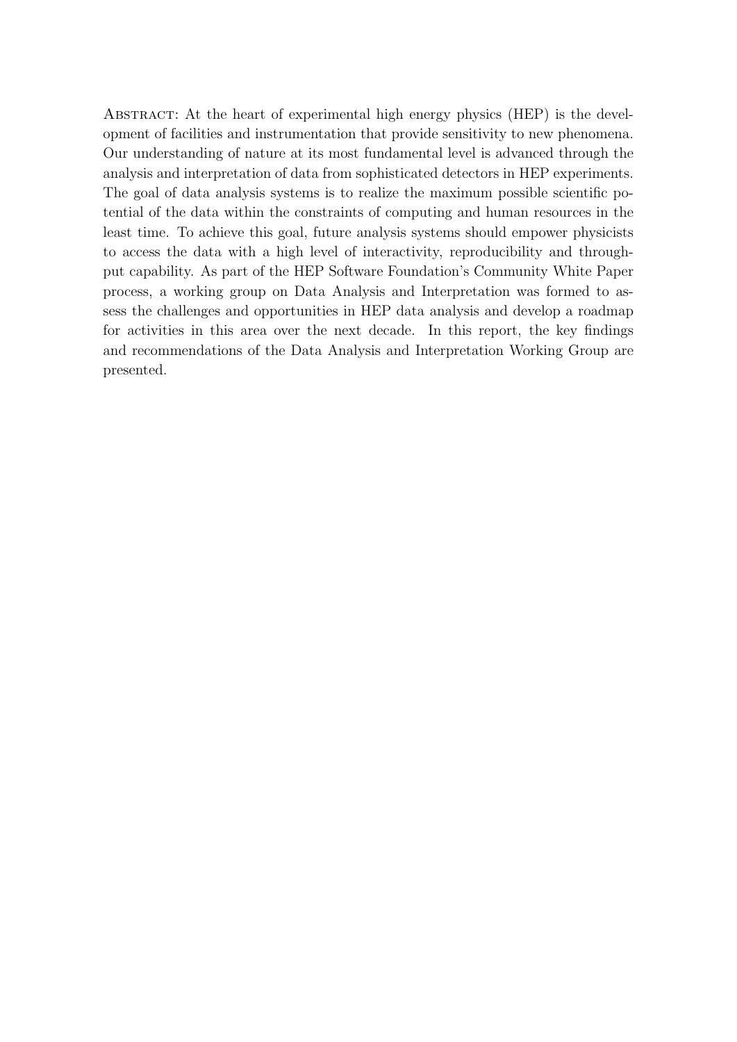Abstract: At the heart of experimental high energy physics (HEP) is the development of facilities and instrumentation that provide sensitivity to new phenomena. Our understanding of nature at its most fundamental level is advanced through the analysis and interpretation of data from sophisticated detectors in HEP experiments. The goal of data analysis systems is to realize the maximum possible scientific potential of the data within the constraints of computing and human resources in the least time. To achieve this goal, future analysis systems should empower physicists to access the data with a high level of interactivity, reproducibility and throughput capability. As part of the HEP Software Foundation's Community White Paper process, a working group on Data Analysis and Interpretation was formed to assess the challenges and opportunities in HEP data analysis and develop a roadmap for activities in this area over the next decade. In this report, the key findings and recommendations of the Data Analysis and Interpretation Working Group are presented.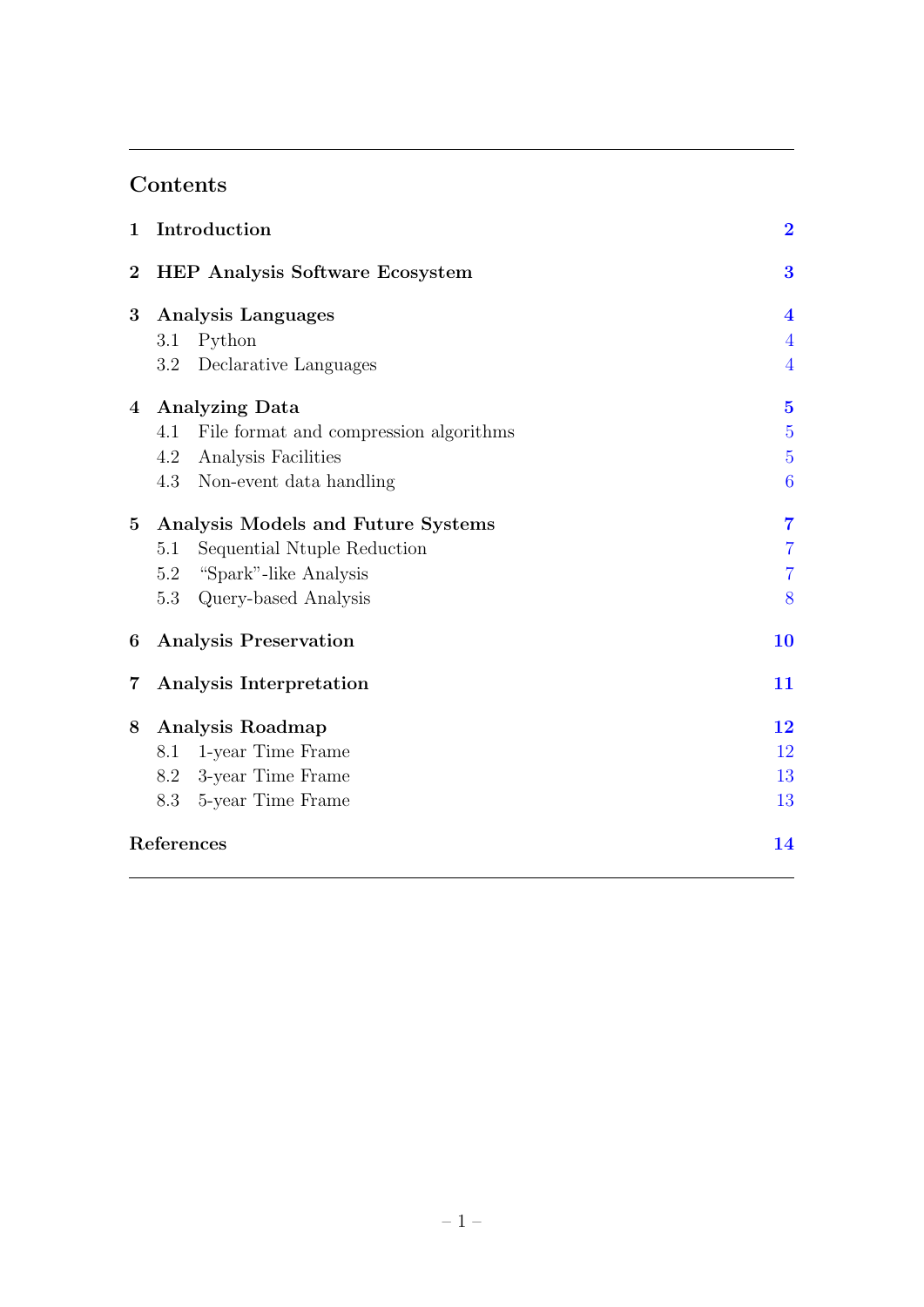## Contents

| | | |
|---|---|---|
| **1** | **Introduction** | **2** |
| **2** | **HEP Analysis Software Ecosystem** | **3** |
| **3** | **Analysis Languages** | **4** |
| | 3.1 Python | 4 |
| | 3.2 Declarative Languages | 4 |
| **4** | **Analyzing Data** | **5** |
| | 4.1 File format and compression algorithms | 5 |
| | 4.2 Analysis Facilities | 5 |
| | 4.3 Non-event data handling | 6 |
| **5** | **Analysis Models and Future Systems** | **7** |
| | 5.1 Sequential Ntuple Reduction | 7 |
| | 5.2 "Spark"-like Analysis | 7 |
| | 5.3 Query-based Analysis | 8 |
| **6** | **Analysis Preservation** | **10** |
| **7** | **Analysis Interpretation** | **11** |
| **8** | **Analysis Roadmap** | **12** |
| | 8.1 1-year Time Frame | 12 |
| | 8.2 3-year Time Frame | 13 |
| | 8.3 5-year Time Frame | 13 |
| | **References** | **14** |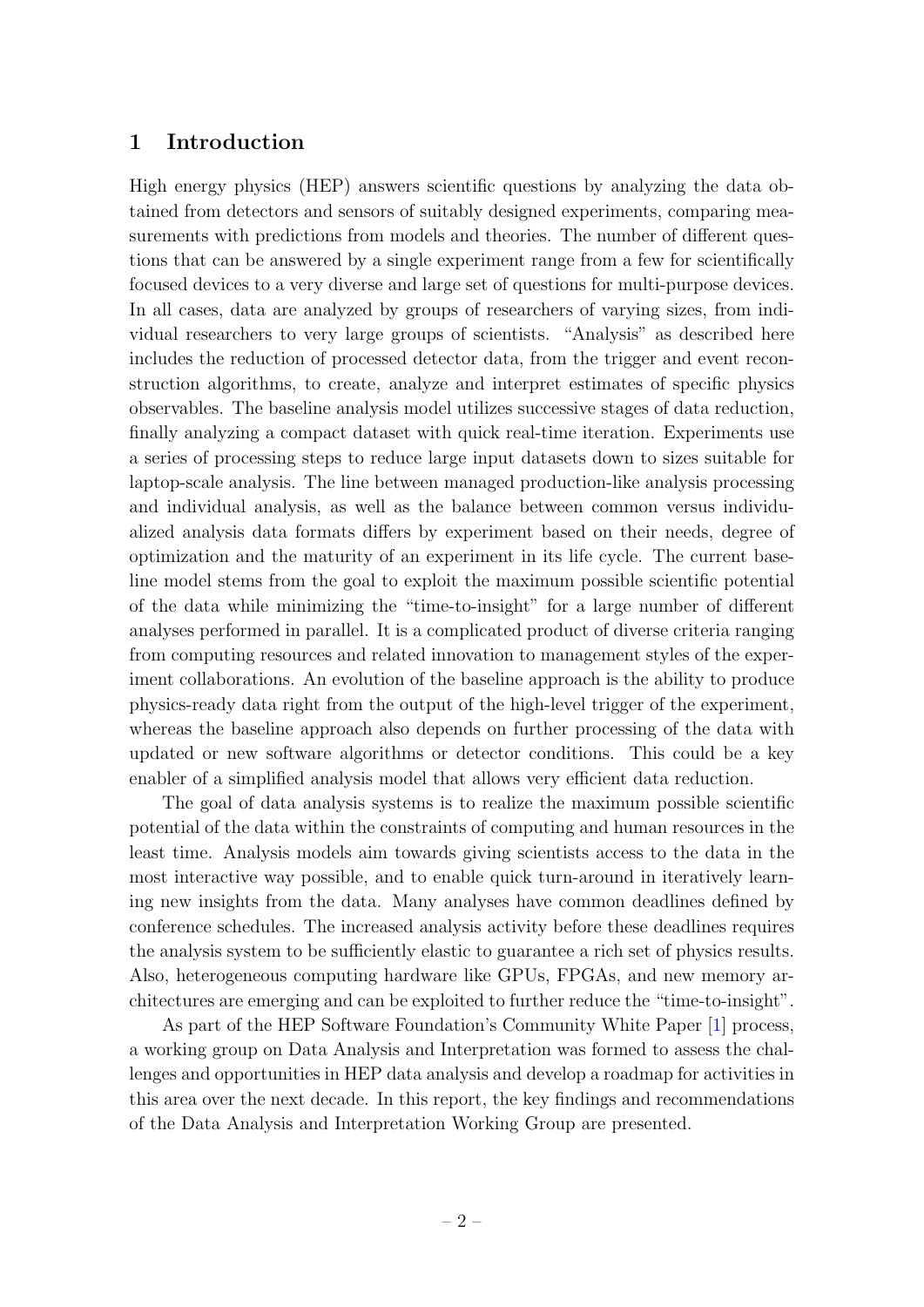# 1 Introduction

High energy physics (HEP) answers scientific questions by analyzing the data obtained from detectors and sensors of suitably designed experiments, comparing measurements with predictions from models and theories. The number of different questions that can be answered by a single experiment range from a few for scientifically focused devices to a very diverse and large set of questions for multi-purpose devices. In all cases, data are analyzed by groups of researchers of varying sizes, from individual researchers to very large groups of scientists. "Analysis" as described here includes the reduction of processed detector data, from the trigger and event reconstruction algorithms, to create, analyze and interpret estimates of specific physics observables. The baseline analysis model utilizes successive stages of data reduction, finally analyzing a compact dataset with quick real-time iteration. Experiments use a series of processing steps to reduce large input datasets down to sizes suitable for laptop-scale analysis. The line between managed production-like analysis processing and individual analysis, as well as the balance between common versus individualized analysis data formats differs by experiment based on their needs, degree of optimization and the maturity of an experiment in its life cycle. The current baseline model stems from the goal to exploit the maximum possible scientific potential of the data while minimizing the "time-to-insight" for a large number of different analyses performed in parallel. It is a complicated product of diverse criteria ranging from computing resources and related innovation to management styles of the experiment collaborations. An evolution of the baseline approach is the ability to produce physics-ready data right from the output of the high-level trigger of the experiment, whereas the baseline approach also depends on further processing of the data with updated or new software algorithms or detector conditions. This could be a key enabler of a simplified analysis model that allows very efficient data reduction.

The goal of data analysis systems is to realize the maximum possible scientific potential of the data within the constraints of computing and human resources in the least time. Analysis models aim towards giving scientists access to the data in the most interactive way possible, and to enable quick turn-around in iteratively learning new insights from the data. Many analyses have common deadlines defined by conference schedules. The increased analysis activity before these deadlines requires the analysis system to be sufficiently elastic to guarantee a rich set of physics results. Also, heterogeneous computing hardware like GPUs, FPGAs, and new memory architectures are emerging and can be exploited to further reduce the "time-to-insight".

As part of the HEP Software Foundation's Community White Paper [1] process, a working group on Data Analysis and Interpretation was formed to assess the challenges and opportunities in HEP data analysis and develop a roadmap for activities in this area over the next decade. In this report, the key findings and recommendations of the Data Analysis and Interpretation Working Group are presented.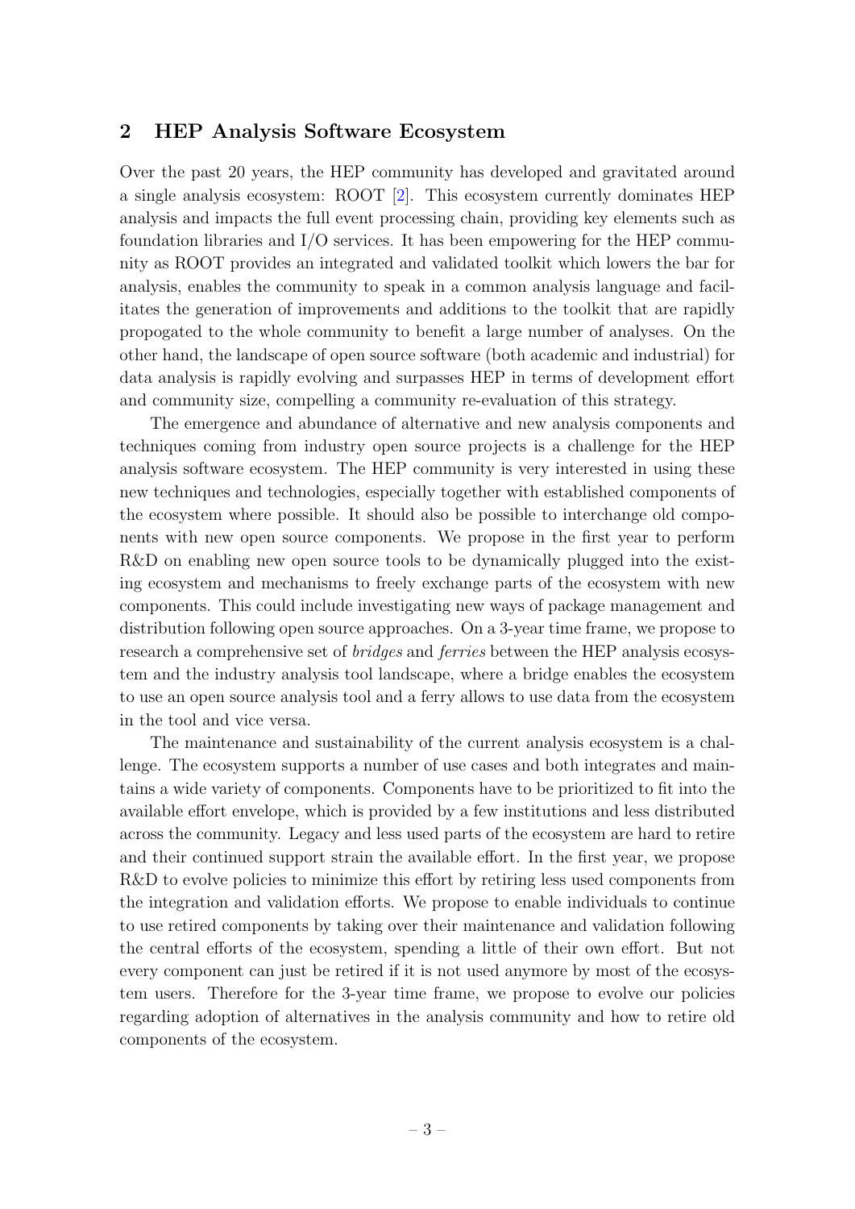## 2 HEP Analysis Software Ecosystem

Over the past 20 years, the HEP community has developed and gravitated around a single analysis ecosystem: ROOT [2]. This ecosystem currently dominates HEP analysis and impacts the full event processing chain, providing key elements such as foundation libraries and I/O services. It has been empowering for the HEP community as ROOT provides an integrated and validated toolkit which lowers the bar for analysis, enables the community to speak in a common analysis language and facilitates the generation of improvements and additions to the toolkit that are rapidly propogated to the whole community to benefit a large number of analyses. On the other hand, the landscape of open source software (both academic and industrial) for data analysis is rapidly evolving and surpasses HEP in terms of development effort and community size, compelling a community re-evaluation of this strategy.

The emergence and abundance of alternative and new analysis components and techniques coming from industry open source projects is a challenge for the HEP analysis software ecosystem. The HEP community is very interested in using these new techniques and technologies, especially together with established components of the ecosystem where possible. It should also be possible to interchange old components with new open source components. We propose in the first year to perform R&D on enabling new open source tools to be dynamically plugged into the existing ecosystem and mechanisms to freely exchange parts of the ecosystem with new components. This could include investigating new ways of package management and distribution following open source approaches. On a 3-year time frame, we propose to research a comprehensive set of *bridges* and *ferries* between the HEP analysis ecosystem and the industry analysis tool landscape, where a bridge enables the ecosystem to use an open source analysis tool and a ferry allows to use data from the ecosystem in the tool and vice versa.

The maintenance and sustainability of the current analysis ecosystem is a challenge. The ecosystem supports a number of use cases and both integrates and maintains a wide variety of components. Components have to be prioritized to fit into the available effort envelope, which is provided by a few institutions and less distributed across the community. Legacy and less used parts of the ecosystem are hard to retire and their continued support strain the available effort. In the first year, we propose R&D to evolve policies to minimize this effort by retiring less used components from the integration and validation efforts. We propose to enable individuals to continue to use retired components by taking over their maintenance and validation following the central efforts of the ecosystem, spending a little of their own effort. But not every component can just be retired if it is not used anymore by most of the ecosystem users. Therefore for the 3-year time frame, we propose to evolve our policies regarding adoption of alternatives in the analysis community and how to retire old components of the ecosystem.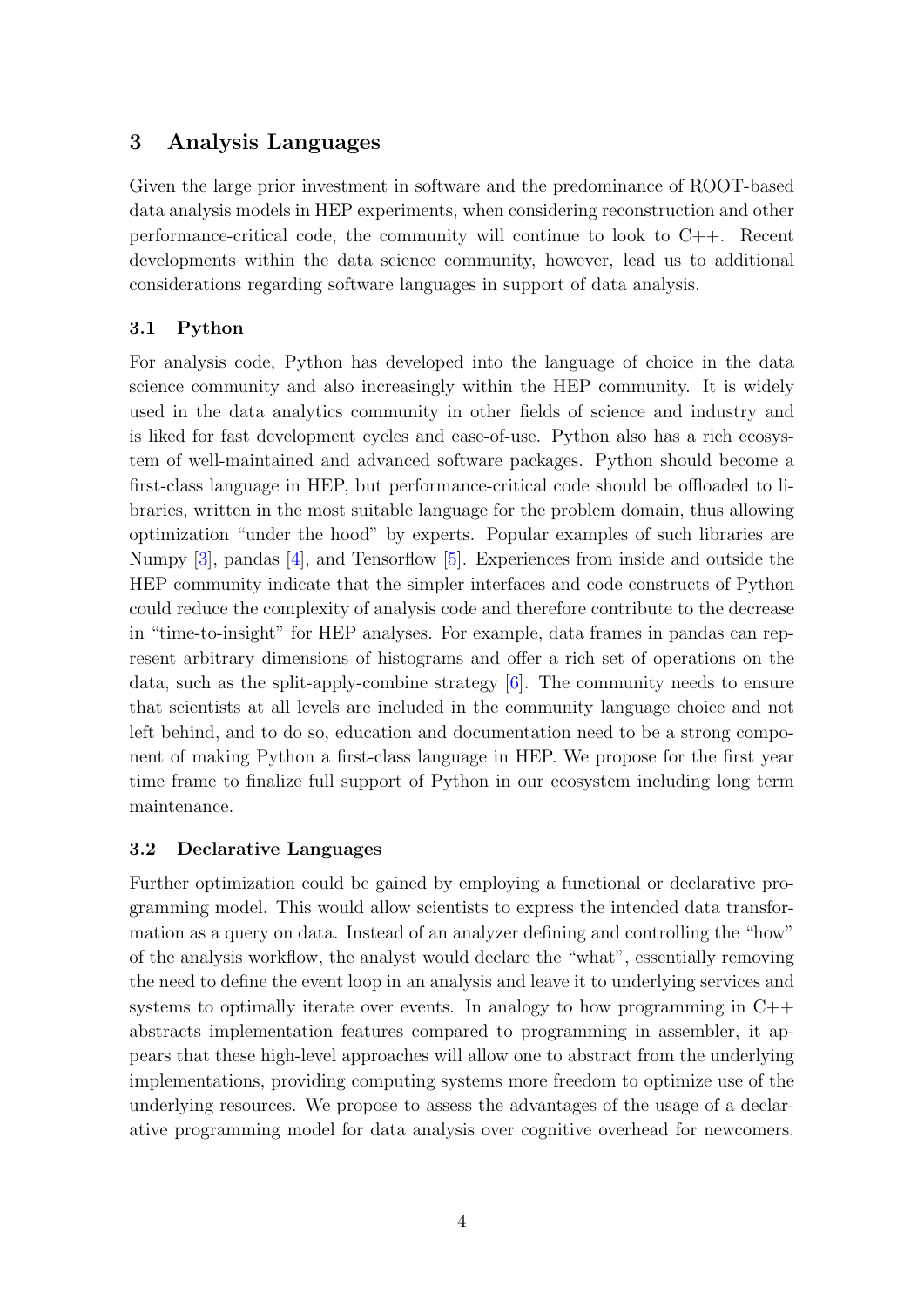## 3 Analysis Languages

Given the large prior investment in software and the predominance of ROOT-based data analysis models in HEP experiments, when considering reconstruction and other performance-critical code, the community will continue to look to C++. Recent developments within the data science community, however, lead us to additional considerations regarding software languages in support of data analysis.

### 3.1 Python

For analysis code, Python has developed into the language of choice in the data science community and also increasingly within the HEP community. It is widely used in the data analytics community in other fields of science and industry and is liked for fast development cycles and ease-of-use. Python also has a rich ecosystem of well-maintained and advanced software packages. Python should become a first-class language in HEP, but performance-critical code should be offloaded to libraries, written in the most suitable language for the problem domain, thus allowing optimization "under the hood" by experts. Popular examples of such libraries are Numpy [3], pandas [4], and Tensorflow [5]. Experiences from inside and outside the HEP community indicate that the simpler interfaces and code constructs of Python could reduce the complexity of analysis code and therefore contribute to the decrease in "time-to-insight" for HEP analyses. For example, data frames in pandas can represent arbitrary dimensions of histograms and offer a rich set of operations on the data, such as the split-apply-combine strategy [6]. The community needs to ensure that scientists at all levels are included in the community language choice and not left behind, and to do so, education and documentation need to be a strong component of making Python a first-class language in HEP. We propose for the first year time frame to finalize full support of Python in our ecosystem including long term maintenance.

### 3.2 Declarative Languages

Further optimization could be gained by employing a functional or declarative programming model. This would allow scientists to express the intended data transformation as a query on data. Instead of an analyzer defining and controlling the "how" of the analysis workflow, the analyst would declare the "what", essentially removing the need to define the event loop in an analysis and leave it to underlying services and systems to optimally iterate over events. In analogy to how programming in C++ abstracts implementation features compared to programming in assembler, it appears that these high-level approaches will allow one to abstract from the underlying implementations, providing computing systems more freedom to optimize use of the underlying resources. We propose to assess the advantages of the usage of a declarative programming model for data analysis over cognitive overhead for newcomers.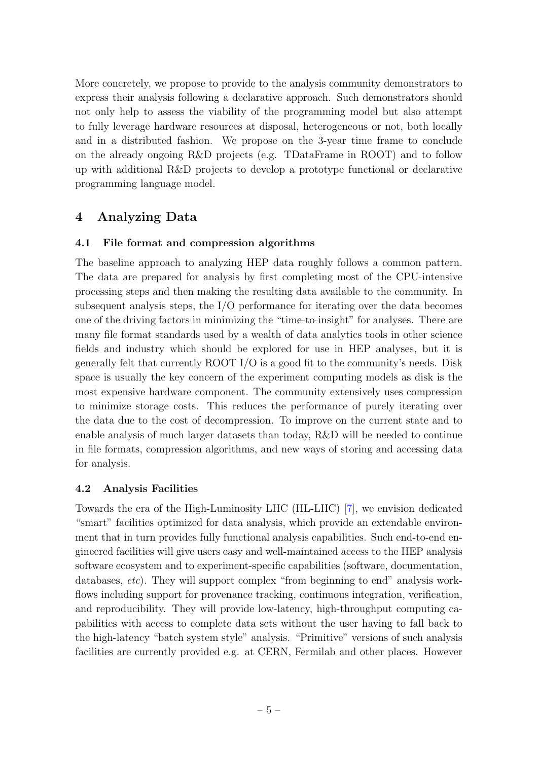More concretely, we propose to provide to the analysis community demonstrators to express their analysis following a declarative approach. Such demonstrators should not only help to assess the viability of the programming model but also attempt to fully leverage hardware resources at disposal, heterogeneous or not, both locally and in a distributed fashion. We propose on the 3-year time frame to conclude on the already ongoing R&D projects (e.g. TDataFrame in ROOT) and to follow up with additional R&D projects to develop a prototype functional or declarative programming language model.

# 4 Analyzing Data

## 4.1 File format and compression algorithms

The baseline approach to analyzing HEP data roughly follows a common pattern. The data are prepared for analysis by first completing most of the CPU-intensive processing steps and then making the resulting data available to the community. In subsequent analysis steps, the I/O performance for iterating over the data becomes one of the driving factors in minimizing the "time-to-insight" for analyses. There are many file format standards used by a wealth of data analytics tools in other science fields and industry which should be explored for use in HEP analyses, but it is generally felt that currently ROOT I/O is a good fit to the community's needs. Disk space is usually the key concern of the experiment computing models as disk is the most expensive hardware component. The community extensively uses compression to minimize storage costs. This reduces the performance of purely iterating over the data due to the cost of decompression. To improve on the current state and to enable analysis of much larger datasets than today, R&D will be needed to continue in file formats, compression algorithms, and new ways of storing and accessing data for analysis.

## 4.2 Analysis Facilities

Towards the era of the High-Luminosity LHC (HL-LHC) [7], we envision dedicated "smart" facilities optimized for data analysis, which provide an extendable environment that in turn provides fully functional analysis capabilities. Such end-to-end engineered facilities will give users easy and well-maintained access to the HEP analysis software ecosystem and to experiment-specific capabilities (software, documentation, databases, *etc*). They will support complex "from beginning to end" analysis workflows including support for provenance tracking, continuous integration, verification, and reproducibility. They will provide low-latency, high-throughput computing capabilities with access to complete data sets without the user having to fall back to the high-latency "batch system style" analysis. "Primitive" versions of such analysis facilities are currently provided e.g. at CERN, Fermilab and other places. However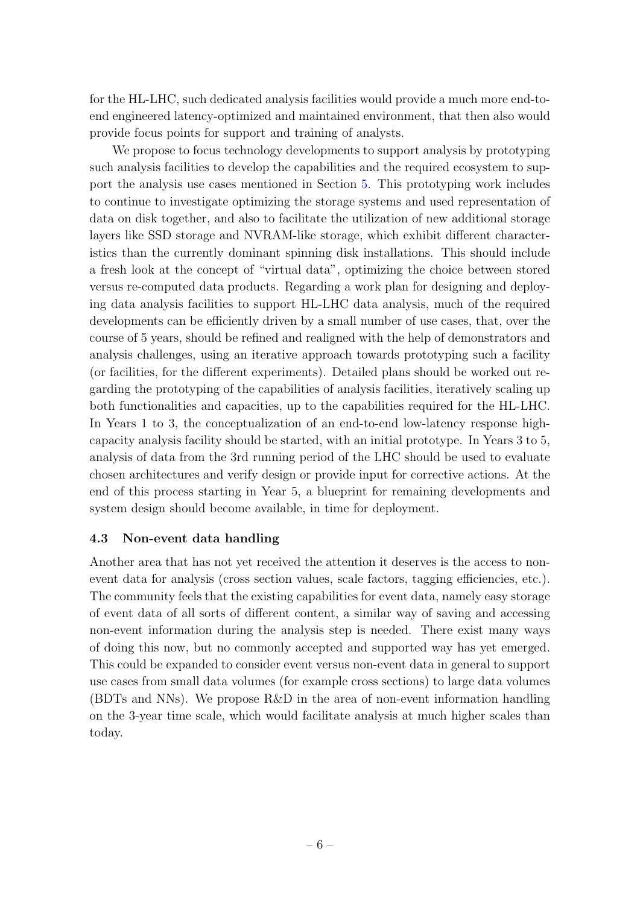for the HL-LHC, such dedicated analysis facilities would provide a much more end-to-end engineered latency-optimized and maintained environment, that then also would provide focus points for support and training of analysts.

We propose to focus technology developments to support analysis by prototyping such analysis facilities to develop the capabilities and the required ecosystem to support the analysis use cases mentioned in Section 5. This prototyping work includes to continue to investigate optimizing the storage systems and used representation of data on disk together, and also to facilitate the utilization of new additional storage layers like SSD storage and NVRAM-like storage, which exhibit different characteristics than the currently dominant spinning disk installations. This should include a fresh look at the concept of "virtual data", optimizing the choice between stored versus re-computed data products. Regarding a work plan for designing and deploying data analysis facilities to support HL-LHC data analysis, much of the required developments can be efficiently driven by a small number of use cases, that, over the course of 5 years, should be refined and realigned with the help of demonstrators and analysis challenges, using an iterative approach towards prototyping such a facility (or facilities, for the different experiments). Detailed plans should be worked out regarding the prototyping of the capabilities of analysis facilities, iteratively scaling up both functionalities and capacities, up to the capabilities required for the HL-LHC. In Years 1 to 3, the conceptualization of an end-to-end low-latency response high-capacity analysis facility should be started, with an initial prototype. In Years 3 to 5, analysis of data from the 3rd running period of the LHC should be used to evaluate chosen architectures and verify design or provide input for corrective actions. At the end of this process starting in Year 5, a blueprint for remaining developments and system design should become available, in time for deployment.

### 4.3 Non-event data handling

Another area that has not yet received the attention it deserves is the access to non-event data for analysis (cross section values, scale factors, tagging efficiencies, etc.). The community feels that the existing capabilities for event data, namely easy storage of event data of all sorts of different content, a similar way of saving and accessing non-event information during the analysis step is needed. There exist many ways of doing this now, but no commonly accepted and supported way has yet emerged. This could be expanded to consider event versus non-event data in general to support use cases from small data volumes (for example cross sections) to large data volumes (BDTs and NNs). We propose R&D in the area of non-event information handling on the 3-year time scale, which would facilitate analysis at much higher scales than today.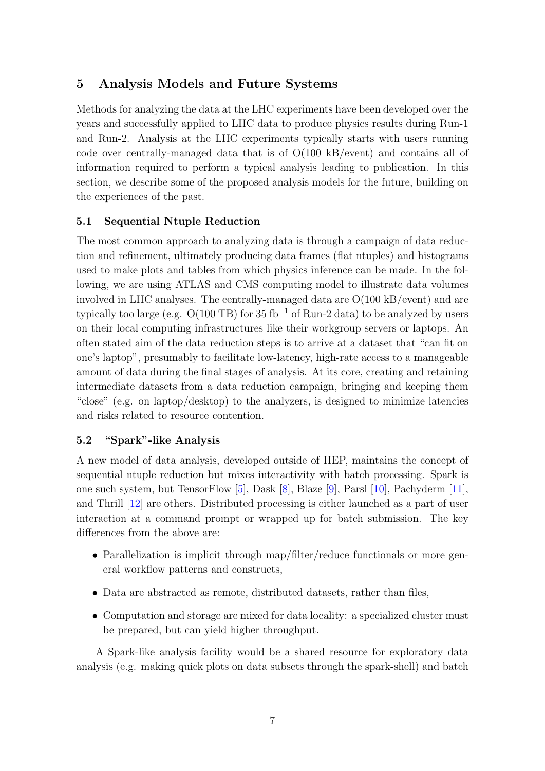## 5 Analysis Models and Future Systems

Methods for analyzing the data at the LHC experiments have been developed over the years and successfully applied to LHC data to produce physics results during Run-1 and Run-2. Analysis at the LHC experiments typically starts with users running code over centrally-managed data that is of O(100 kB/event) and contains all of information required to perform a typical analysis leading to publication. In this section, we describe some of the proposed analysis models for the future, building on the experiences of the past.

### 5.1 Sequential Ntuple Reduction

The most common approach to analyzing data is through a campaign of data reduction and refinement, ultimately producing data frames (flat ntuples) and histograms used to make plots and tables from which physics inference can be made. In the following, we are using ATLAS and CMS computing model to illustrate data volumes involved in LHC analyses. The centrally-managed data are O(100 kB/event) and are typically too large (e.g. O(100 TB) for 35 $\text{fb}^{-1}$ of Run-2 data) to be analyzed by users on their local computing infrastructures like their workgroup servers or laptops. An often stated aim of the data reduction steps is to arrive at a dataset that "can fit on one's laptop", presumably to facilitate low-latency, high-rate access to a manageable amount of data during the final stages of analysis. At its core, creating and retaining intermediate datasets from a data reduction campaign, bringing and keeping them "close" (e.g. on laptop/desktop) to the analyzers, is designed to minimize latencies and risks related to resource contention.

### 5.2 "Spark"-like Analysis

A new model of data analysis, developed outside of HEP, maintains the concept of sequential ntuple reduction but mixes interactivity with batch processing. Spark is one such system, but TensorFlow [5], Dask [8], Blaze [9], Parsl [10], Pachyderm [11], and Thrill [12] are others. Distributed processing is either launched as a part of user interaction at a command prompt or wrapped up for batch submission. The key differences from the above are:

- Parallelization is implicit through map/filter/reduce functionals or more general workflow patterns and constructs,
- Data are abstracted as remote, distributed datasets, rather than files,
- Computation and storage are mixed for data locality: a specialized cluster must be prepared, but can yield higher throughput.

A Spark-like analysis facility would be a shared resource for exploratory data analysis (e.g. making quick plots on data subsets through the spark-shell) and batch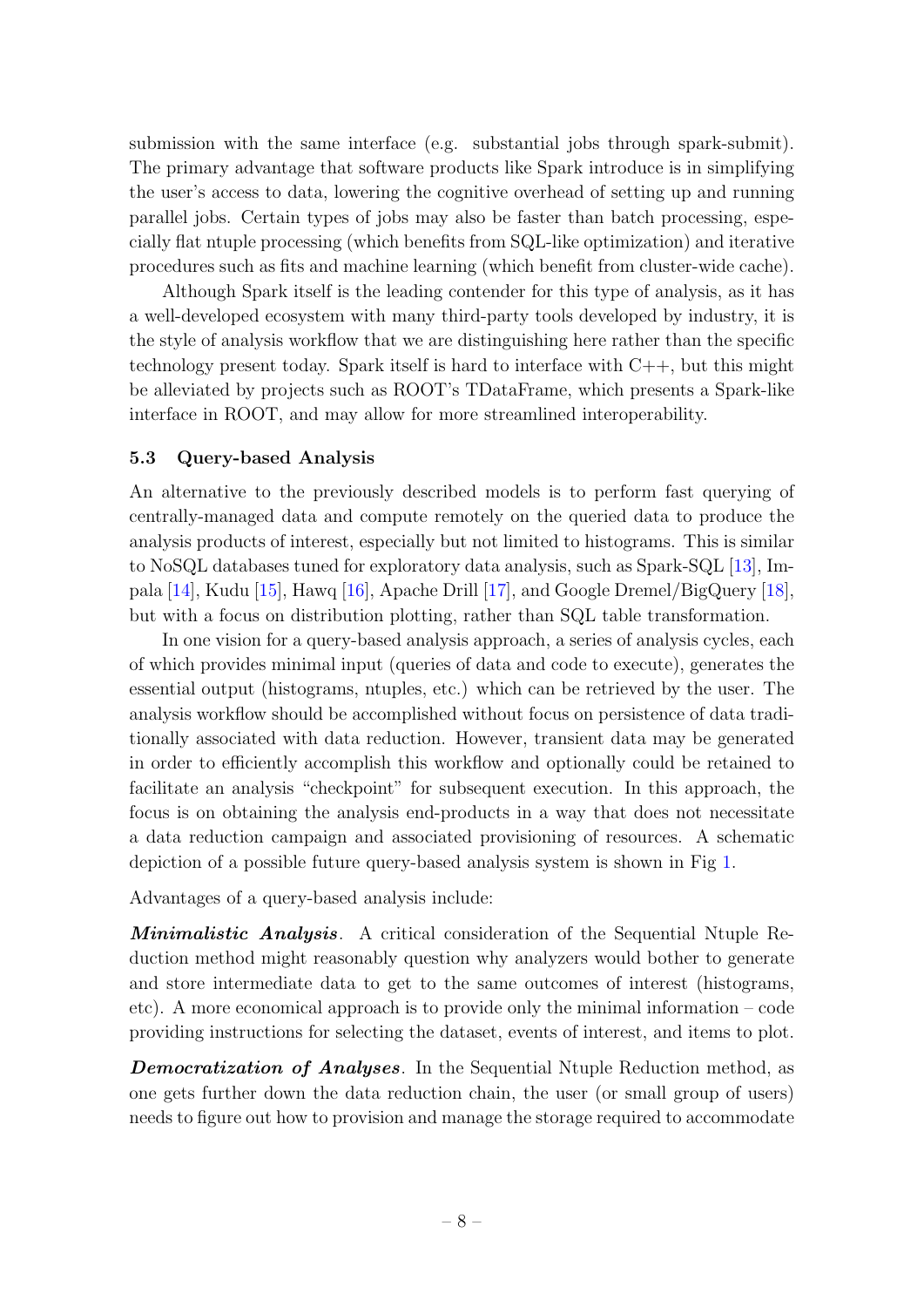submission with the same interface (e.g. substantial jobs through spark-submit). The primary advantage that software products like Spark introduce is in simplifying the user's access to data, lowering the cognitive overhead of setting up and running parallel jobs. Certain types of jobs may also be faster than batch processing, especially flat ntuple processing (which benefits from SQL-like optimization) and iterative procedures such as fits and machine learning (which benefit from cluster-wide cache).

Although Spark itself is the leading contender for this type of analysis, as it has a well-developed ecosystem with many third-party tools developed by industry, it is the style of analysis workflow that we are distinguishing here rather than the specific technology present today. Spark itself is hard to interface with C++, but this might be alleviated by projects such as ROOT's TDataFrame, which presents a Spark-like interface in ROOT, and may allow for more streamlined interoperability.

### 5.3 Query-based Analysis

An alternative to the previously described models is to perform fast querying of centrally-managed data and compute remotely on the queried data to produce the analysis products of interest, especially but not limited to histograms. This is similar to NoSQL databases tuned for exploratory data analysis, such as Spark-SQL [13], Impala [14], Kudu [15], Hawq [16], Apache Drill [17], and Google Dremel/BigQuery [18], but with a focus on distribution plotting, rather than SQL table transformation.

In one vision for a query-based analysis approach, a series of analysis cycles, each of which provides minimal input (queries of data and code to execute), generates the essential output (histograms, ntuples, etc.) which can be retrieved by the user. The analysis workflow should be accomplished without focus on persistence of data traditionally associated with data reduction. However, transient data may be generated in order to efficiently accomplish this workflow and optionally could be retained to facilitate an analysis "checkpoint" for subsequent execution. In this approach, the focus is on obtaining the analysis end-products in a way that does not necessitate a data reduction campaign and associated provisioning of resources. A schematic depiction of a possible future query-based analysis system is shown in Fig 1.

Advantages of a query-based analysis include:

***Minimalistic Analysis***. A critical consideration of the Sequential Ntuple Reduction method might reasonably question why analyzers would bother to generate and store intermediate data to get to the same outcomes of interest (histograms, etc). A more economical approach is to provide only the minimal information – code providing instructions for selecting the dataset, events of interest, and items to plot.

***Democratization of Analyses***. In the Sequential Ntuple Reduction method, as one gets further down the data reduction chain, the user (or small group of users) needs to figure out how to provision and manage the storage required to accommodate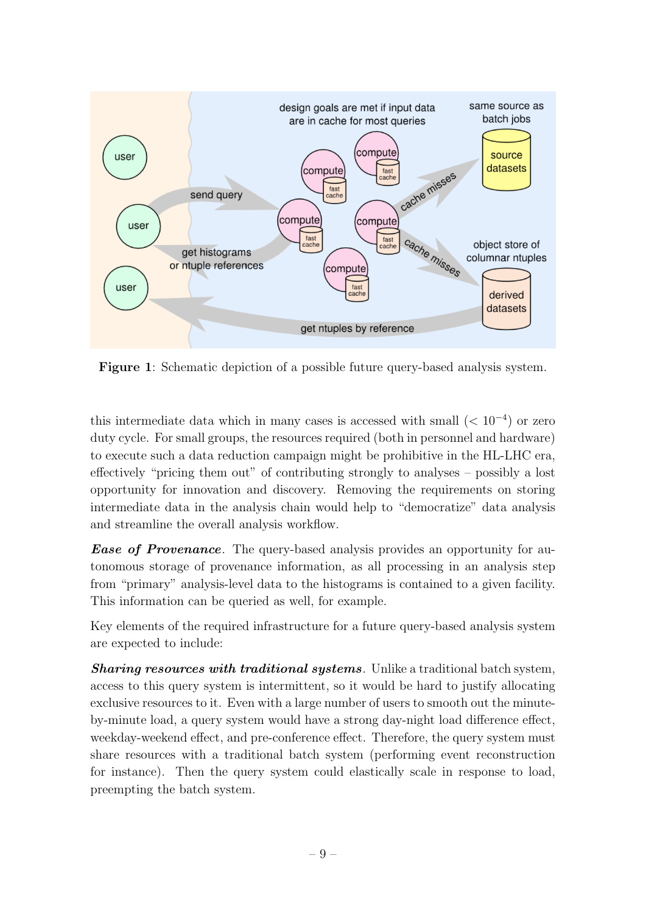**Figure 1**: Schematic depiction of a possible future query-based analysis system.

this intermediate data which in many cases is accessed with small ($< 10^{-4}$) or zero duty cycle. For small groups, the resources required (both in personnel and hardware) to execute such a data reduction campaign might be prohibitive in the HL-LHC era, effectively "pricing them out" of contributing strongly to analyses – possibly a lost opportunity for innovation and discovery. Removing the requirements on storing intermediate data in the analysis chain would help to "democratize" data analysis and streamline the overall analysis workflow.

***Ease of Provenance***. The query-based analysis provides an opportunity for autonomous storage of provenance information, as all processing in an analysis step from "primary" analysis-level data to the histograms is contained to a given facility. This information can be queried as well, for example.

Key elements of the required infrastructure for a future query-based analysis system are expected to include:

***Sharing resources with traditional systems***. Unlike a traditional batch system, access to this query system is intermittent, so it would be hard to justify allocating exclusive resources to it. Even with a large number of users to smooth out the minute-by-minute load, a query system would have a strong day-night load difference effect, weekday-weekend effect, and pre-conference effect. Therefore, the query system must share resources with a traditional batch system (performing event reconstruction for instance). Then the query system could elastically scale in response to load, preempting the batch system.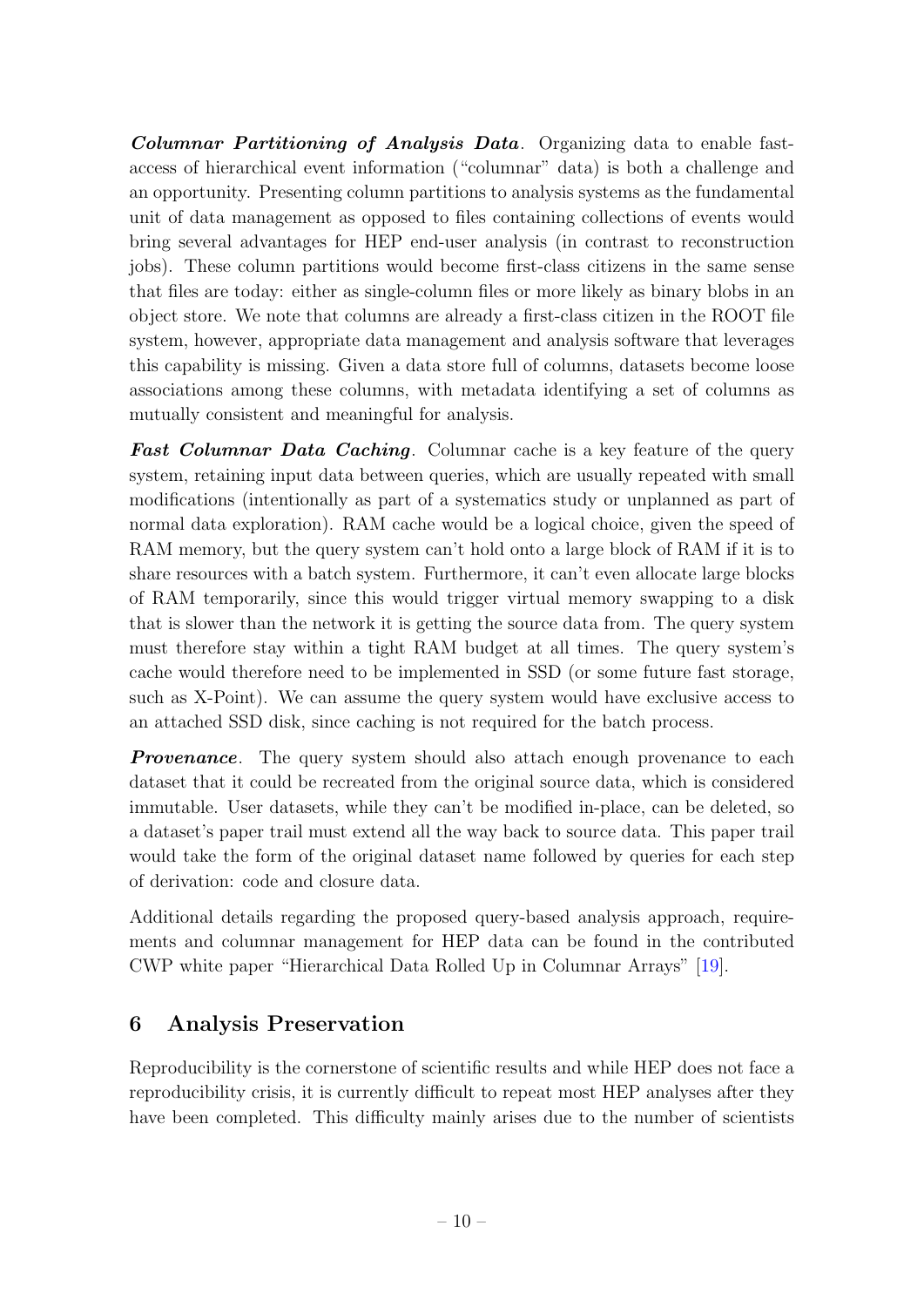***Columnar Partitioning of Analysis Data***. Organizing data to enable fast-access of hierarchical event information ("columnar" data) is both a challenge and an opportunity. Presenting column partitions to analysis systems as the fundamental unit of data management as opposed to files containing collections of events would bring several advantages for HEP end-user analysis (in contrast to reconstruction jobs). These column partitions would become first-class citizens in the same sense that files are today: either as single-column files or more likely as binary blobs in an object store. We note that columns are already a first-class citizen in the ROOT file system, however, appropriate data management and analysis software that leverages this capability is missing. Given a data store full of columns, datasets become loose associations among these columns, with metadata identifying a set of columns as mutually consistent and meaningful for analysis.

***Fast Columnar Data Caching***. Columnar cache is a key feature of the query system, retaining input data between queries, which are usually repeated with small modifications (intentionally as part of a systematics study or unplanned as part of normal data exploration). RAM cache would be a logical choice, given the speed of RAM memory, but the query system can't hold onto a large block of RAM if it is to share resources with a batch system. Furthermore, it can't even allocate large blocks of RAM temporarily, since this would trigger virtual memory swapping to a disk that is slower than the network it is getting the source data from. The query system must therefore stay within a tight RAM budget at all times. The query system's cache would therefore need to be implemented in SSD (or some future fast storage, such as X-Point). We can assume the query system would have exclusive access to an attached SSD disk, since caching is not required for the batch process.

***Provenance***. The query system should also attach enough provenance to each dataset that it could be recreated from the original source data, which is considered immutable. User datasets, while they can't be modified in-place, can be deleted, so a dataset's paper trail must extend all the way back to source data. This paper trail would take the form of the original dataset name followed by queries for each step of derivation: code and closure data.

Additional details regarding the proposed query-based analysis approach, requirements and columnar management for HEP data can be found in the contributed CWP white paper "Hierarchical Data Rolled Up in Columnar Arrays" [19].

## 6 Analysis Preservation

Reproducibility is the cornerstone of scientific results and while HEP does not face a reproducibility crisis, it is currently difficult to repeat most HEP analyses after they have been completed. This difficulty mainly arises due to the number of scientists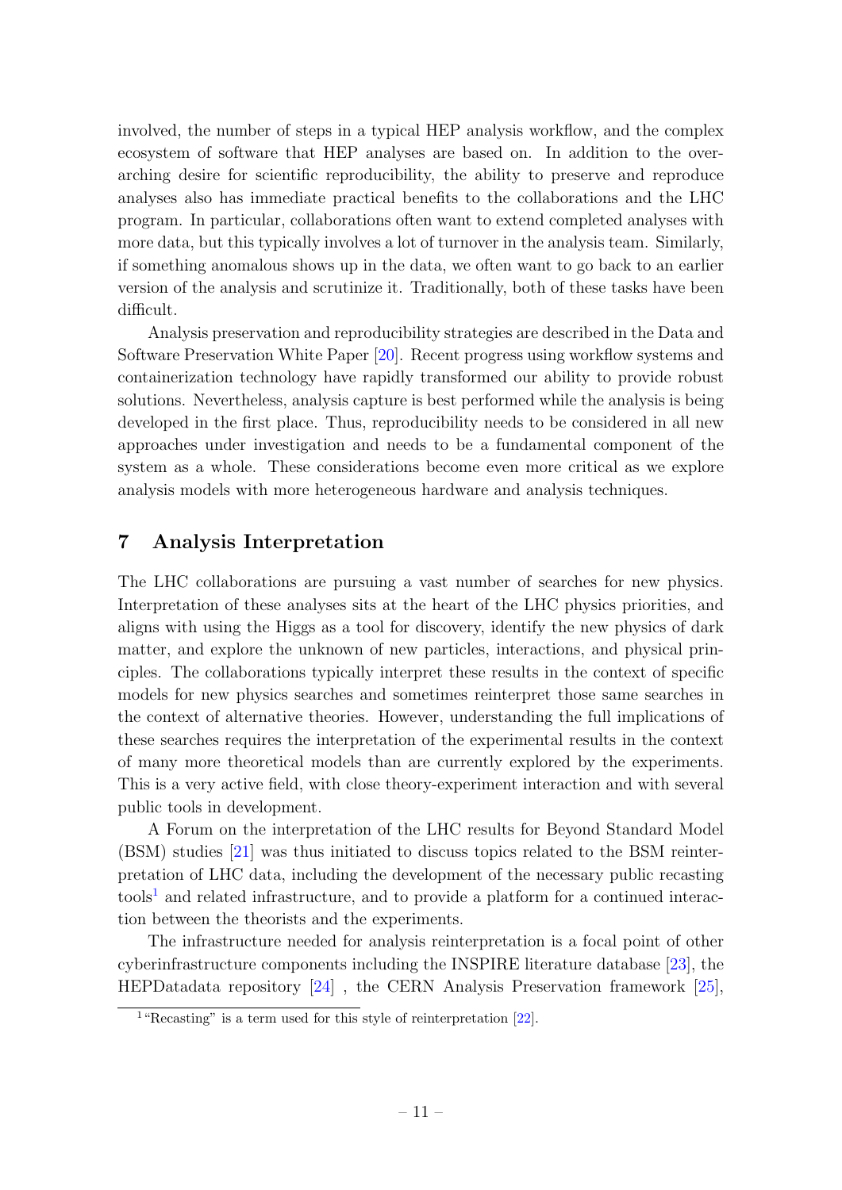involved, the number of steps in a typical HEP analysis workflow, and the complex ecosystem of software that HEP analyses are based on. In addition to the overarching desire for scientific reproducibility, the ability to preserve and reproduce analyses also has immediate practical benefits to the collaborations and the LHC program. In particular, collaborations often want to extend completed analyses with more data, but this typically involves a lot of turnover in the analysis team. Similarly, if something anomalous shows up in the data, we often want to go back to an earlier version of the analysis and scrutinize it. Traditionally, both of these tasks have been difficult.

Analysis preservation and reproducibility strategies are described in the Data and Software Preservation White Paper [20]. Recent progress using workflow systems and containerization technology have rapidly transformed our ability to provide robust solutions. Nevertheless, analysis capture is best performed while the analysis is being developed in the first place. Thus, reproducibility needs to be considered in all new approaches under investigation and needs to be a fundamental component of the system as a whole. These considerations become even more critical as we explore analysis models with more heterogeneous hardware and analysis techniques.

## 7 Analysis Interpretation

The LHC collaborations are pursuing a vast number of searches for new physics. Interpretation of these analyses sits at the heart of the LHC physics priorities, and aligns with using the Higgs as a tool for discovery, identify the new physics of dark matter, and explore the unknown of new particles, interactions, and physical principles. The collaborations typically interpret these results in the context of specific models for new physics searches and sometimes reinterpret those same searches in the context of alternative theories. However, understanding the full implications of these searches requires the interpretation of the experimental results in the context of many more theoretical models than are currently explored by the experiments. This is a very active field, with close theory-experiment interaction and with several public tools in development.

A Forum on the interpretation of the LHC results for Beyond Standard Model (BSM) studies [21] was thus initiated to discuss topics related to the BSM reinterpretation of LHC data, including the development of the necessary public recasting tools[1] and related infrastructure, and to provide a platform for a continued interaction between the theorists and the experiments.

The infrastructure needed for analysis reinterpretation is a focal point of other cyberinfrastructure components including the INSPIRE literature database [23], the HEPDatadata repository [24] , the CERN Analysis Preservation framework [25],

[1] "Recasting" is a term used for this style of reinterpretation [22].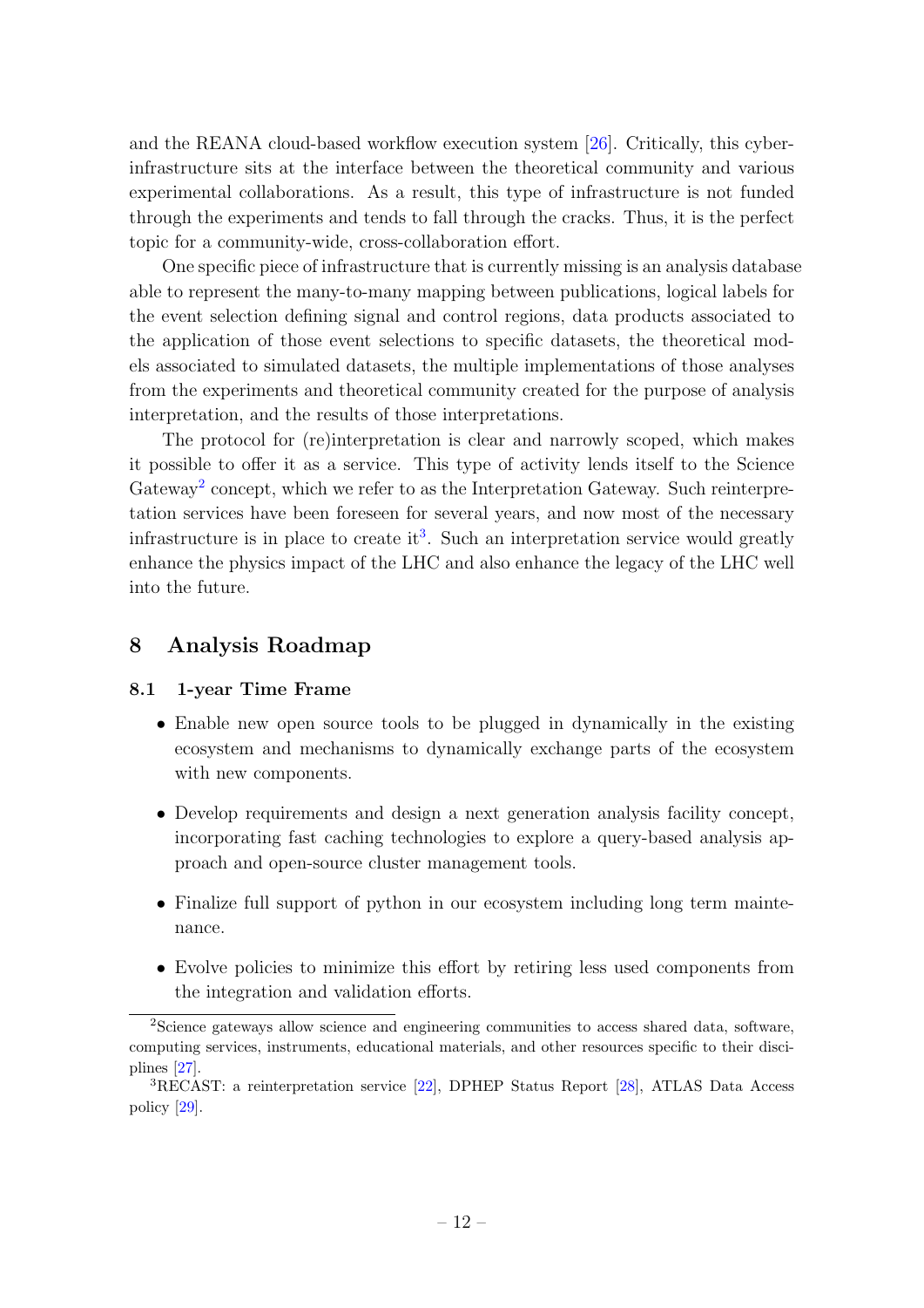and the REANA cloud-based workflow execution system [26]. Critically, this cyberinfrastructure sits at the interface between the theoretical community and various experimental collaborations. As a result, this type of infrastructure is not funded through the experiments and tends to fall through the cracks. Thus, it is the perfect topic for a community-wide, cross-collaboration effort.

One specific piece of infrastructure that is currently missing is an analysis database able to represent the many-to-many mapping between publications, logical labels for the event selection defining signal and control regions, data products associated to the application of those event selections to specific datasets, the theoretical models associated to simulated datasets, the multiple implementations of those analyses from the experiments and theoretical community created for the purpose of analysis interpretation, and the results of those interpretations.

The protocol for (re)interpretation is clear and narrowly scoped, which makes it possible to offer it as a service. This type of activity lends itself to the Science Gateway[2] concept, which we refer to as the Interpretation Gateway. Such reinterpretation services have been foreseen for several years, and now most of the necessary infrastructure is in place to create it[3]. Such an interpretation service would greatly enhance the physics impact of the LHC and also enhance the legacy of the LHC well into the future.

## 8 Analysis Roadmap

### 8.1 1-year Time Frame

- Enable new open source tools to be plugged in dynamically in the existing ecosystem and mechanisms to dynamically exchange parts of the ecosystem with new components.
- Develop requirements and design a next generation analysis facility concept, incorporating fast caching technologies to explore a query-based analysis approach and open-source cluster management tools.
- Finalize full support of python in our ecosystem including long term maintenance.
- Evolve policies to minimize this effort by retiring less used components from the integration and validation efforts.

[2] Science gateways allow science and engineering communities to access shared data, software, computing services, instruments, educational materials, and other resources specific to their disciplines [27].

[3] RECAST: a reinterpretation service [22], DPHEP Status Report [28], ATLAS Data Access policy [29].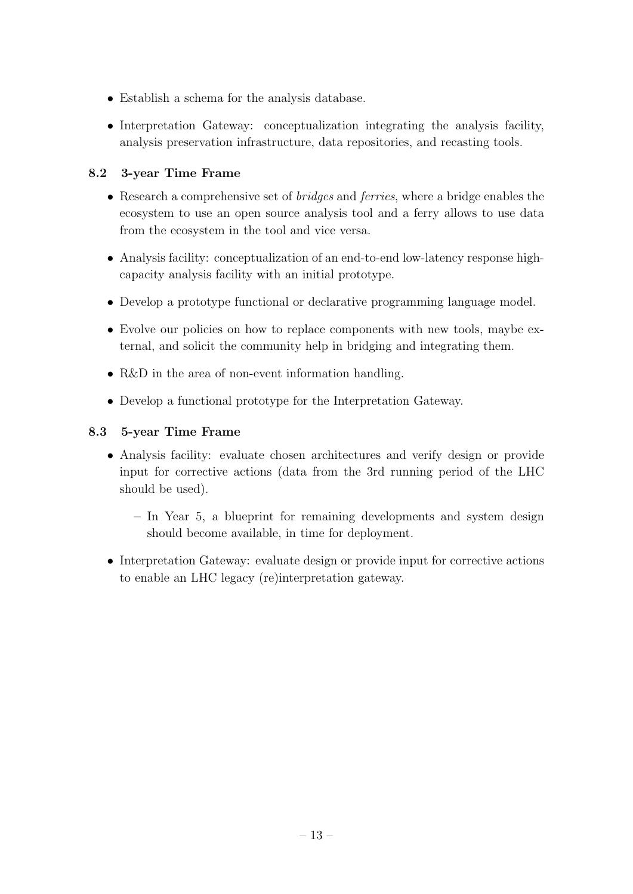- Establish a schema for the analysis database.
- Interpretation Gateway: conceptualization integrating the analysis facility, analysis preservation infrastructure, data repositories, and recasting tools.

### 8.2 3-year Time Frame

- Research a comprehensive set of *bridges* and *ferries*, where a bridge enables the ecosystem to use an open source analysis tool and a ferry allows to use data from the ecosystem in the tool and vice versa.
- Analysis facility: conceptualization of an end-to-end low-latency response high-capacity analysis facility with an initial prototype.
- Develop a prototype functional or declarative programming language model.
- Evolve our policies on how to replace components with new tools, maybe external, and solicit the community help in bridging and integrating them.
- R&D in the area of non-event information handling.
- Develop a functional prototype for the Interpretation Gateway.

### 8.3 5-year Time Frame

- Analysis facility: evaluate chosen architectures and verify design or provide input for corrective actions (data from the 3rd running period of the LHC should be used).
  - In Year 5, a blueprint for remaining developments and system design should become available, in time for deployment.
- Interpretation Gateway: evaluate design or provide input for corrective actions to enable an LHC legacy (re)interpretation gateway.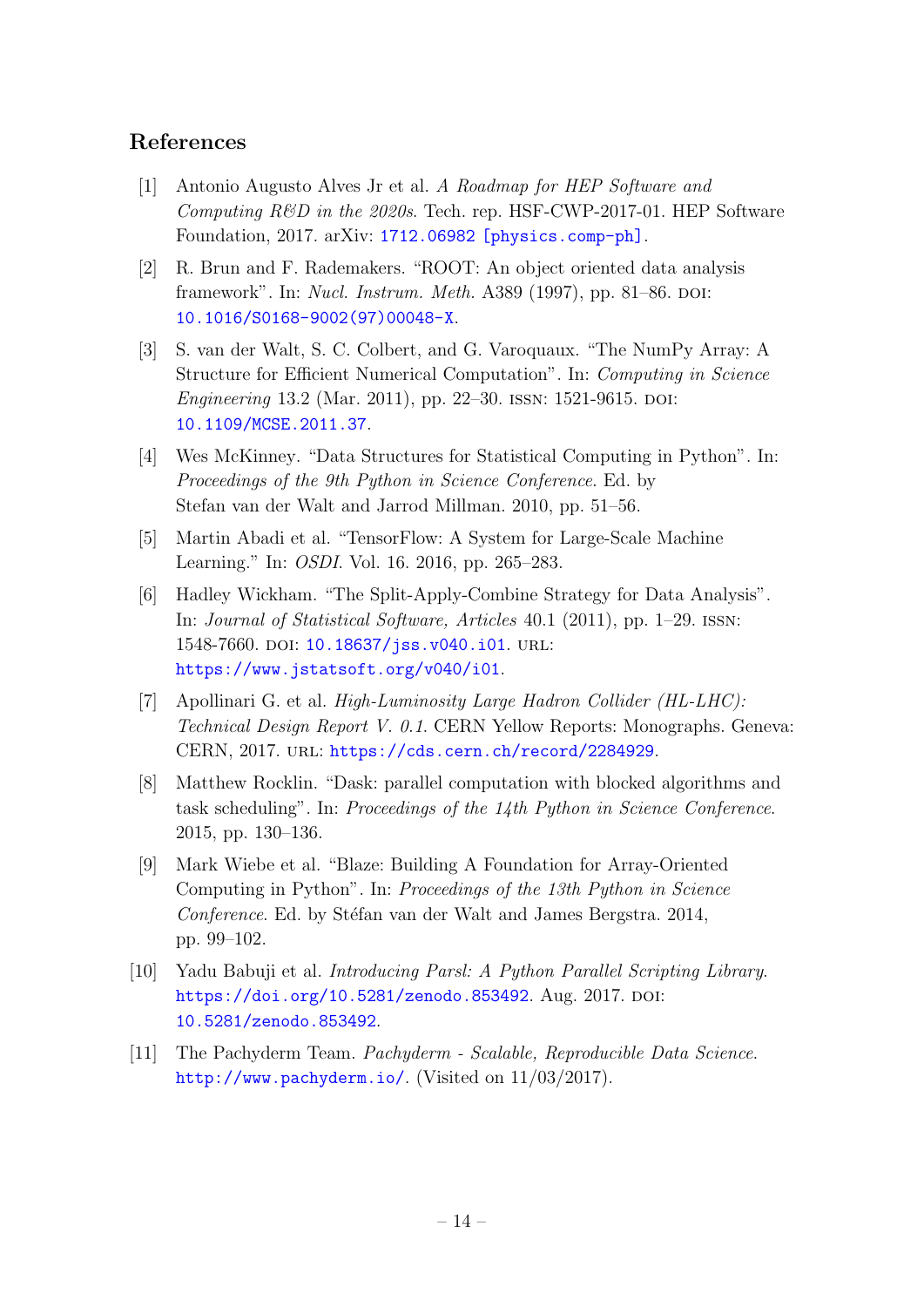## References

[1] Antonio Augusto Alves Jr et al. *A Roadmap for HEP Software and Computing R&D in the 2020s*. Tech. rep. HSF-CWP-2017-01. HEP Software Foundation, 2017. arXiv: 1712.06982 [physics.comp-ph].

[2] R. Brun and F. Rademakers. "ROOT: An object oriented data analysis framework". In: *Nucl. Instrum. Meth.* A389 (1997), pp. 81–86. DOI: 10.1016/S0168-9002(97)00048-X.

[3] S. van der Walt, S. C. Colbert, and G. Varoquaux. "The NumPy Array: A Structure for Efficient Numerical Computation". In: *Computing in Science Engineering* 13.2 (Mar. 2011), pp. 22–30. ISSN: 1521-9615. DOI: 10.1109/MCSE.2011.37.

[4] Wes McKinney. "Data Structures for Statistical Computing in Python". In: *Proceedings of the 9th Python in Science Conference*. Ed. by Stefan van der Walt and Jarrod Millman. 2010, pp. 51–56.

[5] Martin Abadi et al. "TensorFlow: A System for Large-Scale Machine Learning." In: *OSDI*. Vol. 16. 2016, pp. 265–283.

[6] Hadley Wickham. "The Split-Apply-Combine Strategy for Data Analysis". In: *Journal of Statistical Software, Articles* 40.1 (2011), pp. 1–29. ISSN: 1548-7660. DOI: 10.18637/jss.v040.i01. URL: https://www.jstatsoft.org/v040/i01.

[7] Apollinari G. et al. *High-Luminosity Large Hadron Collider (HL-LHC): Technical Design Report V. 0.1*. CERN Yellow Reports: Monographs. Geneva: CERN, 2017. URL: https://cds.cern.ch/record/2284929.

[8] Matthew Rocklin. "Dask: parallel computation with blocked algorithms and task scheduling". In: *Proceedings of the 14th Python in Science Conference*. 2015, pp. 130–136.

[9] Mark Wiebe et al. "Blaze: Building A Foundation for Array-Oriented Computing in Python". In: *Proceedings of the 13th Python in Science Conference*. Ed. by Stéfan van der Walt and James Bergstra. 2014, pp. 99–102.

[10] Yadu Babuji et al. *Introducing Parsl: A Python Parallel Scripting Library*. https://doi.org/10.5281/zenodo.853492. Aug. 2017. DOI: 10.5281/zenodo.853492.

[11] The Pachyderm Team. *Pachyderm - Scalable, Reproducible Data Science*. http://www.pachyderm.io/. (Visited on 11/03/2017).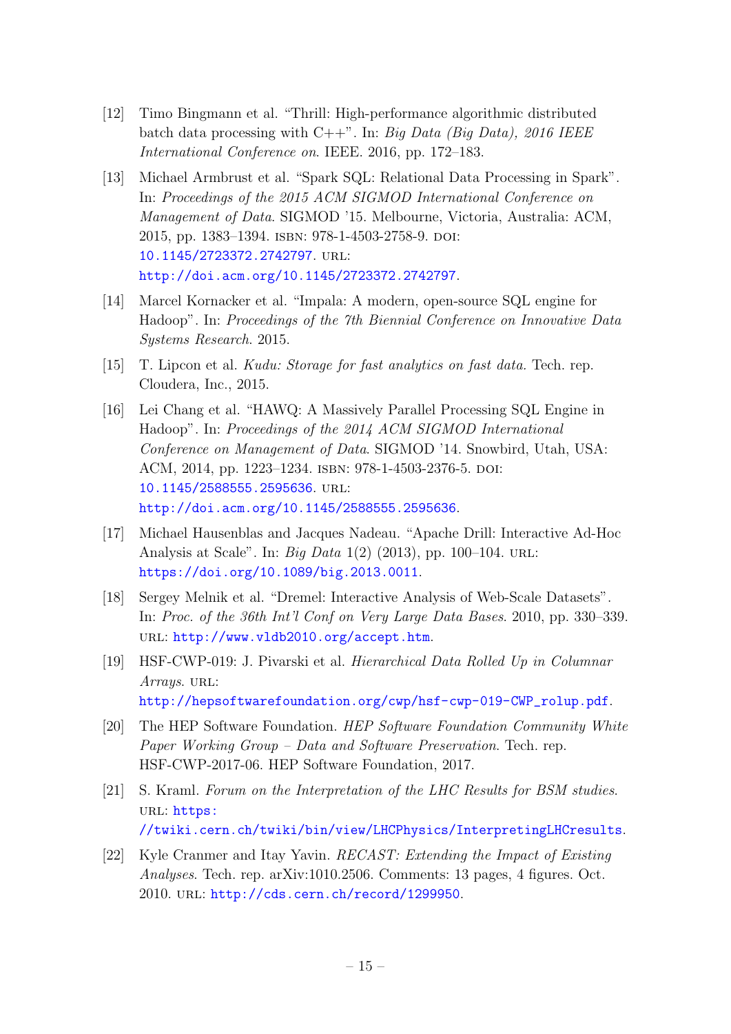[12] Timo Bingmann et al. "Thrill: High-performance algorithmic distributed batch data processing with C++". In: *Big Data (Big Data), 2016 IEEE International Conference on*. IEEE. 2016, pp. 172–183.

[13] Michael Armbrust et al. "Spark SQL: Relational Data Processing in Spark". In: *Proceedings of the 2015 ACM SIGMOD International Conference on Management of Data*. SIGMOD '15. Melbourne, Victoria, Australia: ACM, 2015, pp. 1383–1394. ISBN: 978-1-4503-2758-9. DOI: 10.1145/2723372.2742797. URL: http://doi.acm.org/10.1145/2723372.2742797.

[14] Marcel Kornacker et al. "Impala: A modern, open-source SQL engine for Hadoop". In: *Proceedings of the 7th Biennial Conference on Innovative Data Systems Research*. 2015.

[15] T. Lipcon et al. *Kudu: Storage for fast analytics on fast data.* Tech. rep. Cloudera, Inc., 2015.

[16] Lei Chang et al. "HAWQ: A Massively Parallel Processing SQL Engine in Hadoop". In: *Proceedings of the 2014 ACM SIGMOD International Conference on Management of Data*. SIGMOD '14. Snowbird, Utah, USA: ACM, 2014, pp. 1223–1234. ISBN: 978-1-4503-2376-5. DOI: 10.1145/2588555.2595636. URL: http://doi.acm.org/10.1145/2588555.2595636.

[17] Michael Hausenblas and Jacques Nadeau. "Apache Drill: Interactive Ad-Hoc Analysis at Scale". In: *Big Data* 1(2) (2013), pp. 100–104. URL: https://doi.org/10.1089/big.2013.0011.

[18] Sergey Melnik et al. "Dremel: Interactive Analysis of Web-Scale Datasets". In: *Proc. of the 36th Int'l Conf on Very Large Data Bases*. 2010, pp. 330–339. URL: http://www.vldb2010.org/accept.htm.

[19] HSF-CWP-019: J. Pivarski et al. *Hierarchical Data Rolled Up in Columnar Arrays*. URL: http://hepsoftwarefoundation.org/cwp/hsf-cwp-019-CWP_rolup.pdf.

[20] The HEP Software Foundation. *HEP Software Foundation Community White Paper Working Group – Data and Software Preservation*. Tech. rep. HSF-CWP-2017-06. HEP Software Foundation, 2017.

[21] S. Kraml. *Forum on the Interpretation of the LHC Results for BSM studies*. URL: https://twiki.cern.ch/twiki/bin/view/LHCPhysics/InterpretingLHCresults.

[22] Kyle Cranmer and Itay Yavin. *RECAST: Extending the Impact of Existing Analyses*. Tech. rep. arXiv:1010.2506. Comments: 13 pages, 4 figures. Oct. 2010. URL: http://cds.cern.ch/record/1299950.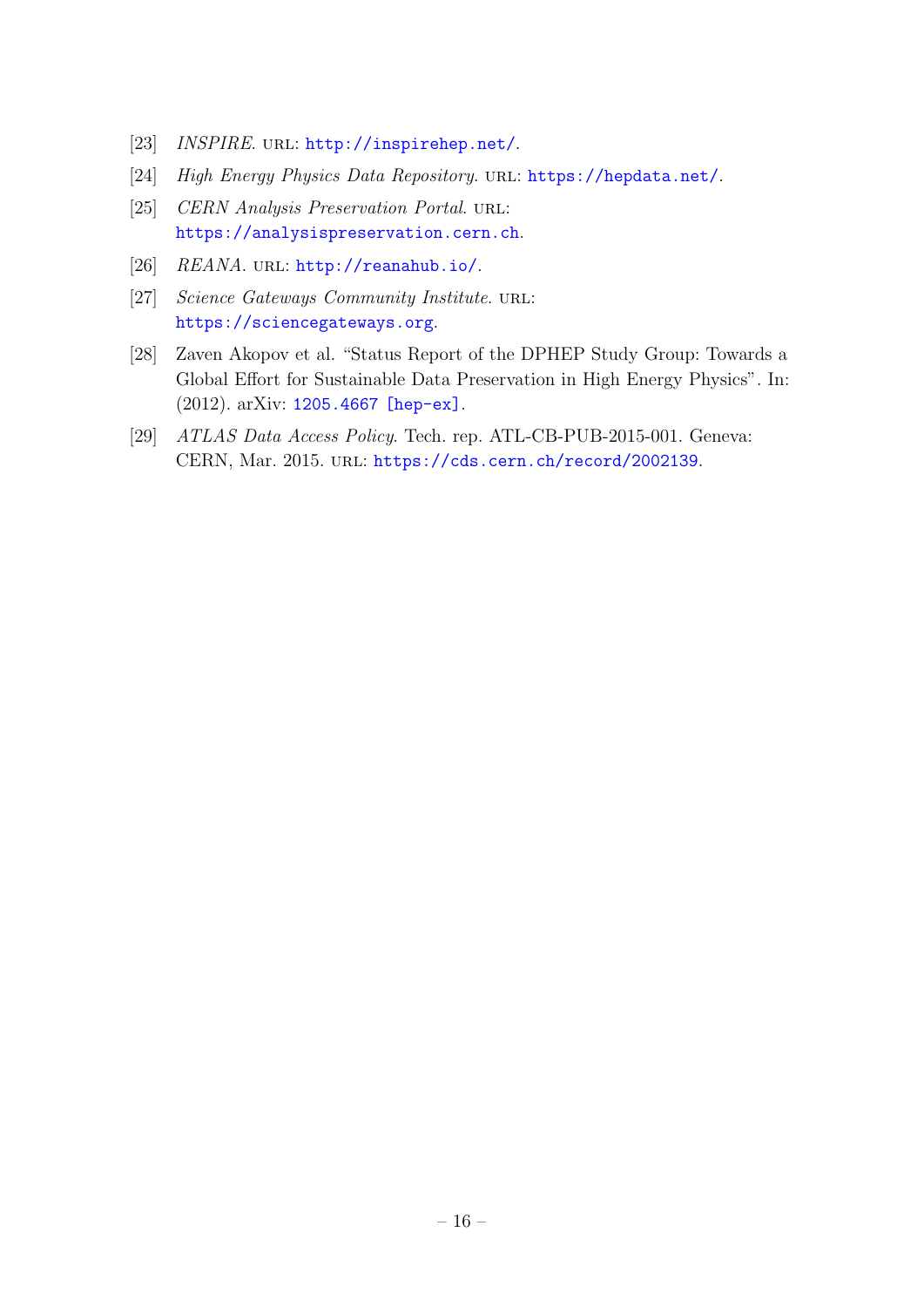[23] *INSPIRE*. URL: http://inspirehep.net/.

[24] *High Energy Physics Data Repository*. URL: https://hepdata.net/.

[25] *CERN Analysis Preservation Portal*. URL: https://analysispreservation.cern.ch.

[26] *REANA*. URL: http://reanahub.io/.

[27] *Science Gateways Community Institute*. URL: https://sciencegateways.org.

[28] Zaven Akopov et al. "Status Report of the DPHEP Study Group: Towards a Global Effort for Sustainable Data Preservation in High Energy Physics". In: (2012). arXiv: 1205.4667 [hep-ex].

[29] *ATLAS Data Access Policy*. Tech. rep. ATL-CB-PUB-2015-001. Geneva: CERN, Mar. 2015. URL: https://cds.cern.ch/record/2002139.